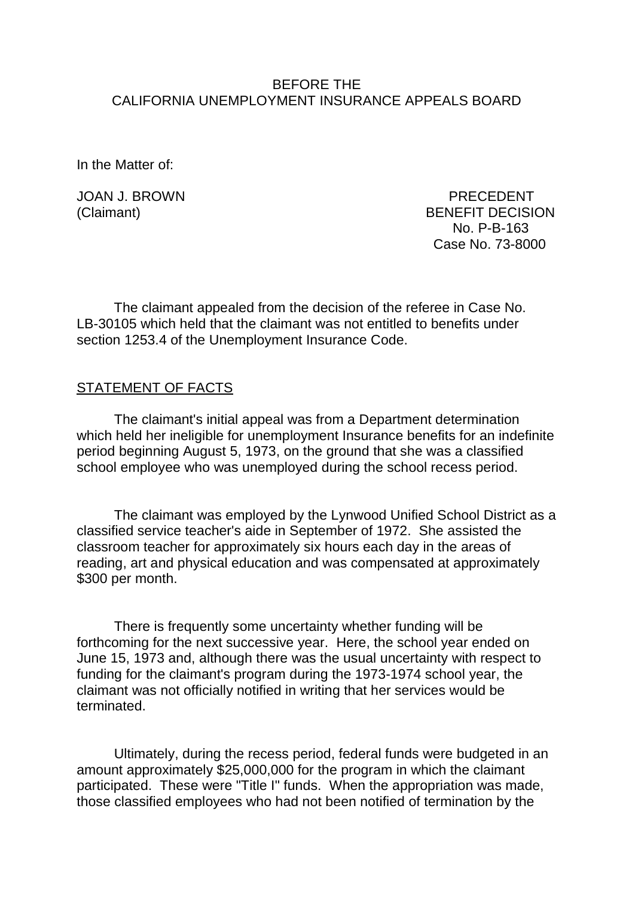BEFORE THE
CALIFORNIA UNEMPLOYMENT INSURANCE APPEALS BOARD

In the Matter of:

JOAN J. BROWN
(Claimant)

PRECEDENT
BENEFIT DECISION
No. P-B-163
Case No. 73-8000

The claimant appealed from the decision of the referee in Case No. LB-30105 which held that the claimant was not entitled to benefits under section 1253.4 of the Unemployment Insurance Code.

STATEMENT OF FACTS

The claimant's initial appeal was from a Department determination which held her ineligible for unemployment Insurance benefits for an indefinite period beginning August 5, 1973, on the ground that she was a classified school employee who was unemployed during the school recess period.

The claimant was employed by the Lynwood Unified School District as a classified service teacher's aide in September of 1972. She assisted the classroom teacher for approximately six hours each day in the areas of reading, art and physical education and was compensated at approximately $300 per month.

There is frequently some uncertainty whether funding will be forthcoming for the next successive year. Here, the school year ended on June 15, 1973 and, although there was the usual uncertainty with respect to funding for the claimant's program during the 1973-1974 school year, the claimant was not officially notified in writing that her services would be terminated.

Ultimately, during the recess period, federal funds were budgeted in an amount approximately $25,000,000 for the program in which the claimant participated. These were "Title I" funds. When the appropriation was made, those classified employees who had not been notified of termination by the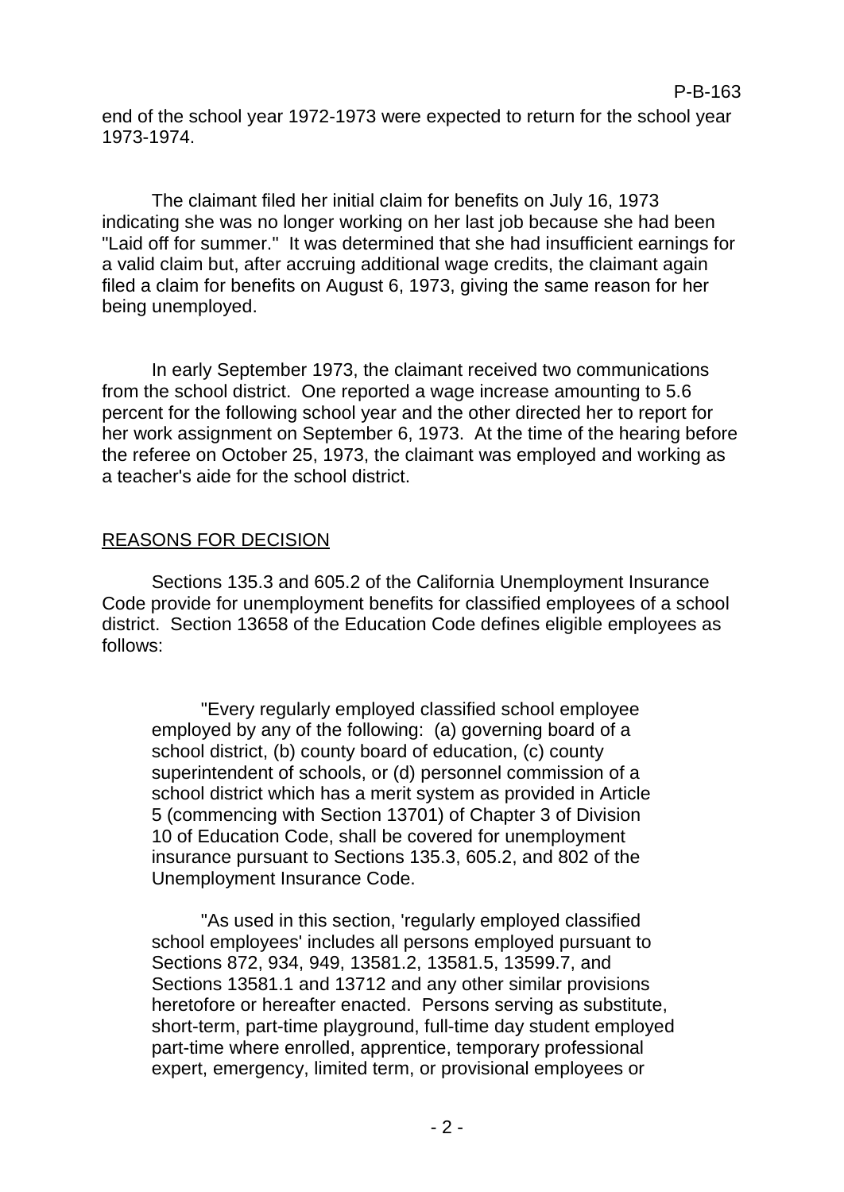end of the school year 1972-1973 were expected to return for the school year 1973-1974.

The claimant filed her initial claim for benefits on July 16, 1973 indicating she was no longer working on her last job because she had been "Laid off for summer." It was determined that she had insufficient earnings for a valid claim but, after accruing additional wage credits, the claimant again filed a claim for benefits on August 6, 1973, giving the same reason for her being unemployed.

In early September 1973, the claimant received two communications from the school district. One reported a wage increase amounting to 5.6 percent for the following school year and the other directed her to report for her work assignment on September 6, 1973. At the time of the hearing before the referee on October 25, 1973, the claimant was employed and working as a teacher's aide for the school district.

## REASONS FOR DECISION

Sections 135.3 and 605.2 of the California Unemployment Insurance Code provide for unemployment benefits for classified employees of a school district. Section 13658 of the Education Code defines eligible employees as follows:

> "Every regularly employed classified school employee employed by any of the following: (a) governing board of a school district, (b) county board of education, (c) county superintendent of schools, or (d) personnel commission of a school district which has a merit system as provided in Article 5 (commencing with Section 13701) of Chapter 3 of Division 10 of Education Code, shall be covered for unemployment insurance pursuant to Sections 135.3, 605.2, and 802 of the Unemployment Insurance Code.
>
> "As used in this section, 'regularly employed classified school employees' includes all persons employed pursuant to Sections 872, 934, 949, 13581.2, 13581.5, 13599.7, and Sections 13581.1 and 13712 and any other similar provisions heretofore or hereafter enacted. Persons serving as substitute, short-term, part-time playground, full-time day student employed part-time where enrolled, apprentice, temporary professional expert, emergency, limited term, or provisional employees or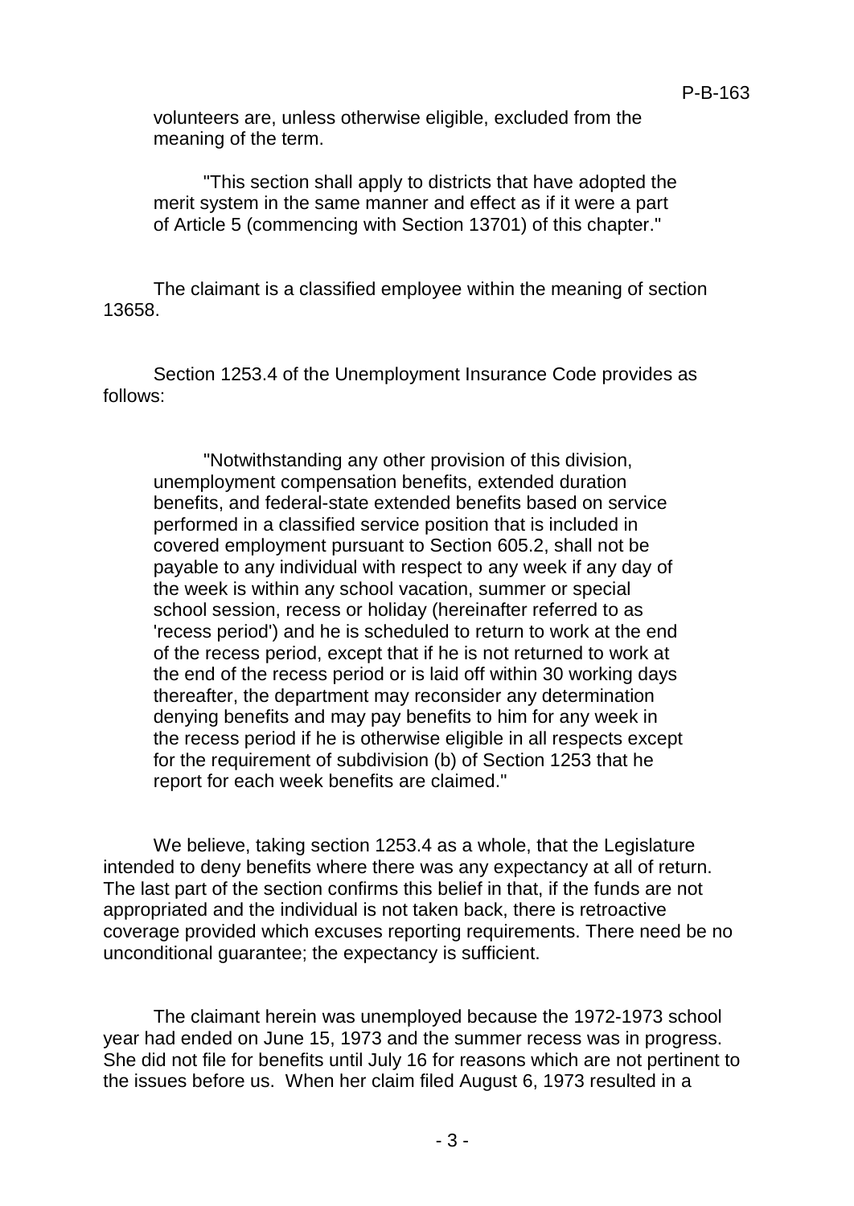volunteers are, unless otherwise eligible, excluded from the meaning of the term.

> "This section shall apply to districts that have adopted the merit system in the same manner and effect as if it were a part of Article 5 (commencing with Section 13701) of this chapter."

The claimant is a classified employee within the meaning of section 13658.

Section 1253.4 of the Unemployment Insurance Code provides as follows:

> "Notwithstanding any other provision of this division, unemployment compensation benefits, extended duration benefits, and federal-state extended benefits based on service performed in a classified service position that is included in covered employment pursuant to Section 605.2, shall not be payable to any individual with respect to any week if any day of the week is within any school vacation, summer or special school session, recess or holiday (hereinafter referred to as 'recess period') and he is scheduled to return to work at the end of the recess period, except that if he is not returned to work at the end of the recess period or is laid off within 30 working days thereafter, the department may reconsider any determination denying benefits and may pay benefits to him for any week in the recess period if he is otherwise eligible in all respects except for the requirement of subdivision (b) of Section 1253 that he report for each week benefits are claimed."

We believe, taking section 1253.4 as a whole, that the Legislature intended to deny benefits where there was any expectancy at all of return. The last part of the section confirms this belief in that, if the funds are not appropriated and the individual is not taken back, there is retroactive coverage provided which excuses reporting requirements. There need be no unconditional guarantee; the expectancy is sufficient.

The claimant herein was unemployed because the 1972-1973 school year had ended on June 15, 1973 and the summer recess was in progress. She did not file for benefits until July 16 for reasons which are not pertinent to the issues before us. When her claim filed August 6, 1973 resulted in a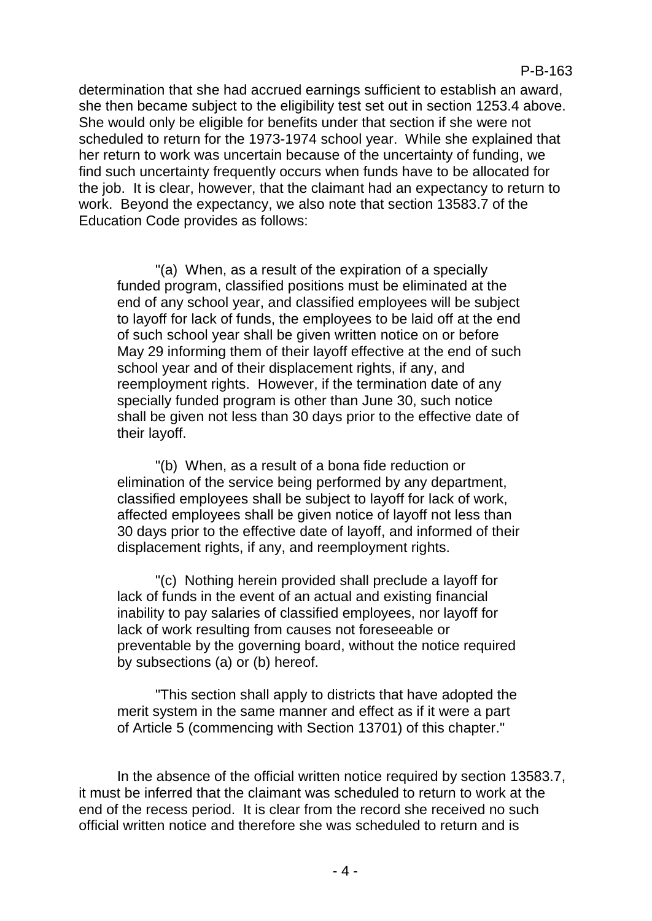determination that she had accrued earnings sufficient to establish an award, she then became subject to the eligibility test set out in section 1253.4 above. She would only be eligible for benefits under that section if she were not scheduled to return for the 1973-1974 school year. While she explained that her return to work was uncertain because of the uncertainty of funding, we find such uncertainty frequently occurs when funds have to be allocated for the job. It is clear, however, that the claimant had an expectancy to return to work. Beyond the expectancy, we also note that section 13583.7 of the Education Code provides as follows:

> "(a) When, as a result of the expiration of a specially funded program, classified positions must be eliminated at the end of any school year, and classified employees will be subject to layoff for lack of funds, the employees to be laid off at the end of such school year shall be given written notice on or before May 29 informing them of their layoff effective at the end of such school year and of their displacement rights, if any, and reemployment rights. However, if the termination date of any specially funded program is other than June 30, such notice shall be given not less than 30 days prior to the effective date of their layoff.
>
> "(b) When, as a result of a bona fide reduction or elimination of the service being performed by any department, classified employees shall be subject to layoff for lack of work, affected employees shall be given notice of layoff not less than 30 days prior to the effective date of layoff, and informed of their displacement rights, if any, and reemployment rights.
>
> "(c) Nothing herein provided shall preclude a layoff for lack of funds in the event of an actual and existing financial inability to pay salaries of classified employees, nor layoff for lack of work resulting from causes not foreseeable or preventable by the governing board, without the notice required by subsections (a) or (b) hereof.
>
> "This section shall apply to districts that have adopted the merit system in the same manner and effect as if it were a part of Article 5 (commencing with Section 13701) of this chapter."

In the absence of the official written notice required by section 13583.7, it must be inferred that the claimant was scheduled to return to work at the end of the recess period. It is clear from the record she received no such official written notice and therefore she was scheduled to return and is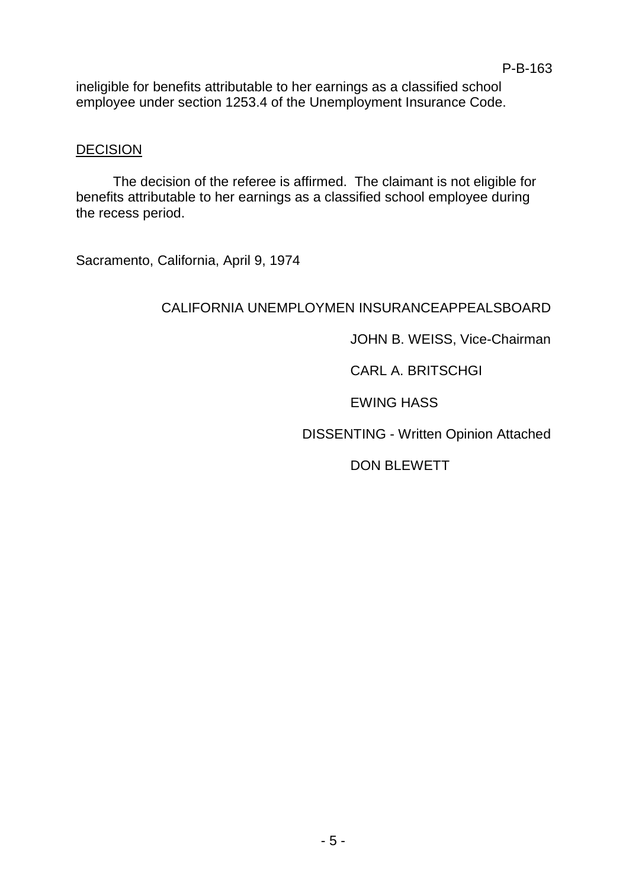ineligible for benefits attributable to her earnings as a classified school employee under section 1253.4 of the Unemployment Insurance Code.

DECISION

The decision of the referee is affirmed. The claimant is not eligible for benefits attributable to her earnings as a classified school employee during the recess period.

Sacramento, California, April 9, 1974

CALIFORNIA UNEMPLOYMEN INSURANCEAPPEALSBOARD

JOHN B. WEISS, Vice-Chairman

CARL A. BRITSCHGI

EWING HASS

DISSENTING - Written Opinion Attached

DON BLEWETT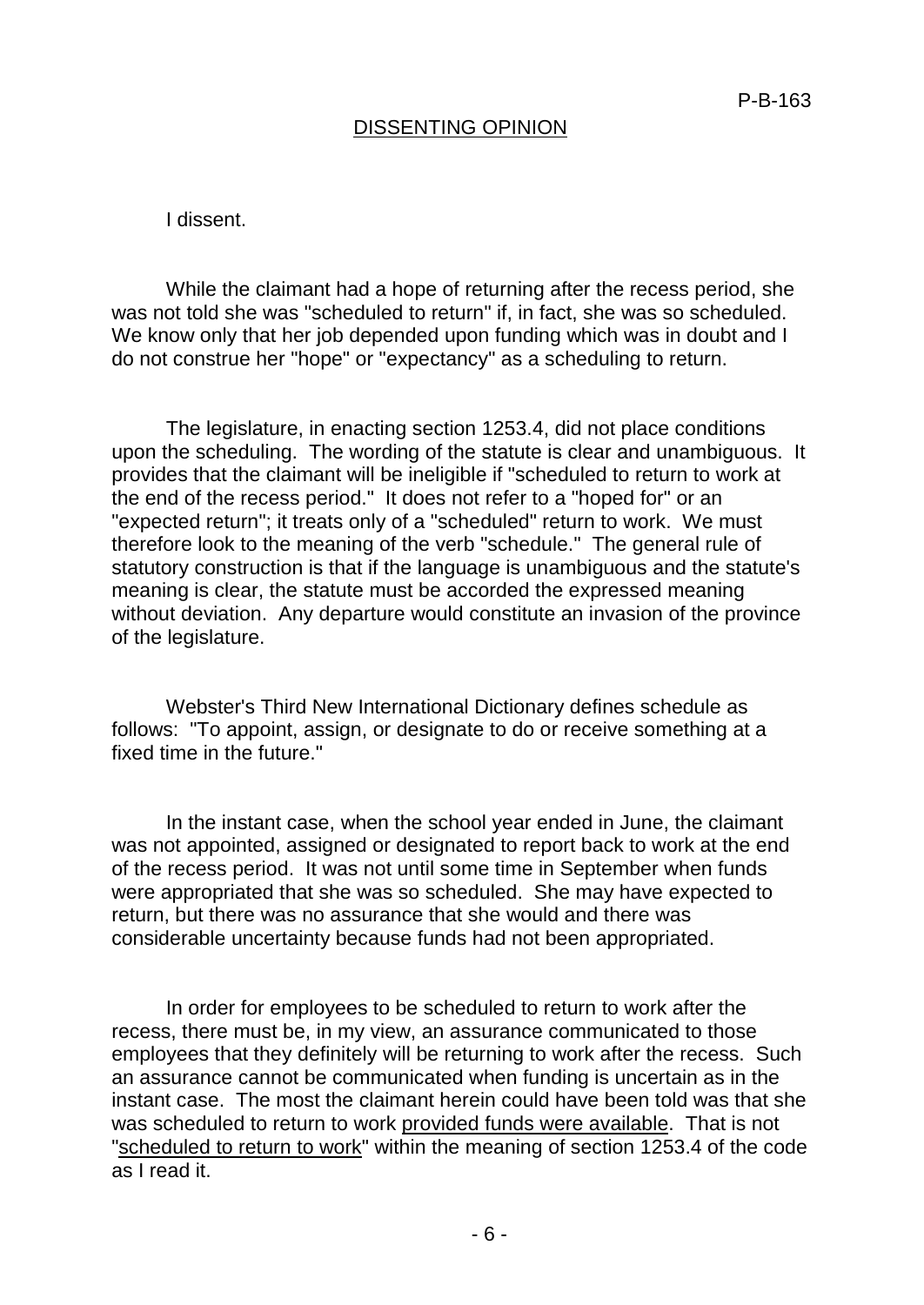## DISSENTING OPINION

I dissent.

While the claimant had a hope of returning after the recess period, she was not told she was "scheduled to return" if, in fact, she was so scheduled. We know only that her job depended upon funding which was in doubt and I do not construe her "hope" or "expectancy" as a scheduling to return.

The legislature, in enacting section 1253.4, did not place conditions upon the scheduling. The wording of the statute is clear and unambiguous. It provides that the claimant will be ineligible if "scheduled to return to work at the end of the recess period." It does not refer to a "hoped for" or an "expected return"; it treats only of a "scheduled" return to work. We must therefore look to the meaning of the verb "schedule." The general rule of statutory construction is that if the language is unambiguous and the statute's meaning is clear, the statute must be accorded the expressed meaning without deviation. Any departure would constitute an invasion of the province of the legislature.

Webster's Third New International Dictionary defines schedule as follows: "To appoint, assign, or designate to do or receive something at a fixed time in the future."

In the instant case, when the school year ended in June, the claimant was not appointed, assigned or designated to report back to work at the end of the recess period. It was not until some time in September when funds were appropriated that she was so scheduled. She may have expected to return, but there was no assurance that she would and there was considerable uncertainty because funds had not been appropriated.

In order for employees to be scheduled to return to work after the recess, there must be, in my view, an assurance communicated to those employees that they definitely will be returning to work after the recess. Such an assurance cannot be communicated when funding is uncertain as in the instant case. The most the claimant herein could have been told was that she was scheduled to return to work <u>provided funds were available</u>. That is not "<u>scheduled to return to work</u>" within the meaning of section 1253.4 of the code as I read it.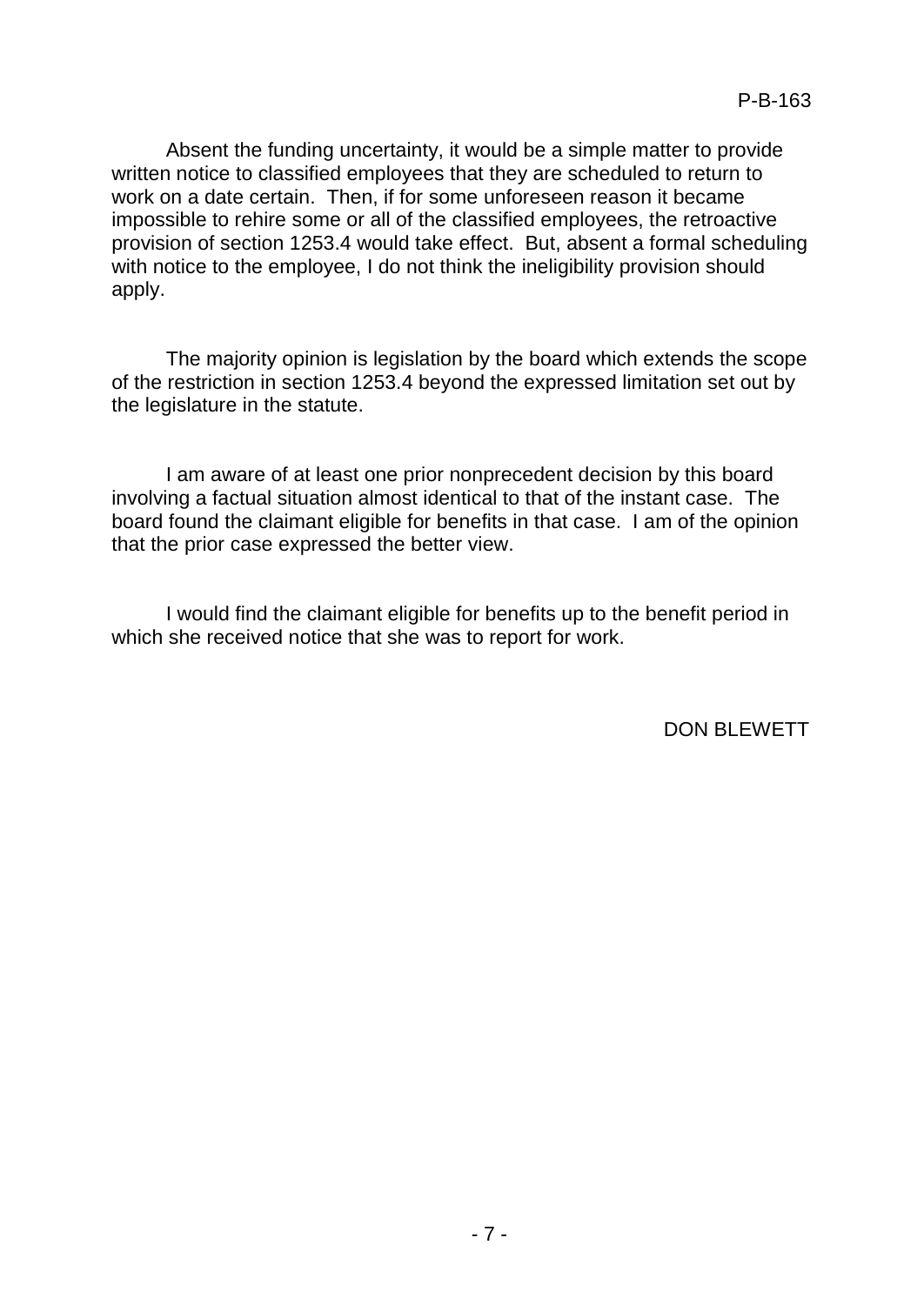Absent the funding uncertainty, it would be a simple matter to provide written notice to classified employees that they are scheduled to return to work on a date certain. Then, if for some unforeseen reason it became impossible to rehire some or all of the classified employees, the retroactive provision of section 1253.4 would take effect. But, absent a formal scheduling with notice to the employee, I do not think the ineligibility provision should apply.

The majority opinion is legislation by the board which extends the scope of the restriction in section 1253.4 beyond the expressed limitation set out by the legislature in the statute.

I am aware of at least one prior nonprecedent decision by this board involving a factual situation almost identical to that of the instant case. The board found the claimant eligible for benefits in that case. I am of the opinion that the prior case expressed the better view.

I would find the claimant eligible for benefits up to the benefit period in which she received notice that she was to report for work.

DON BLEWETT